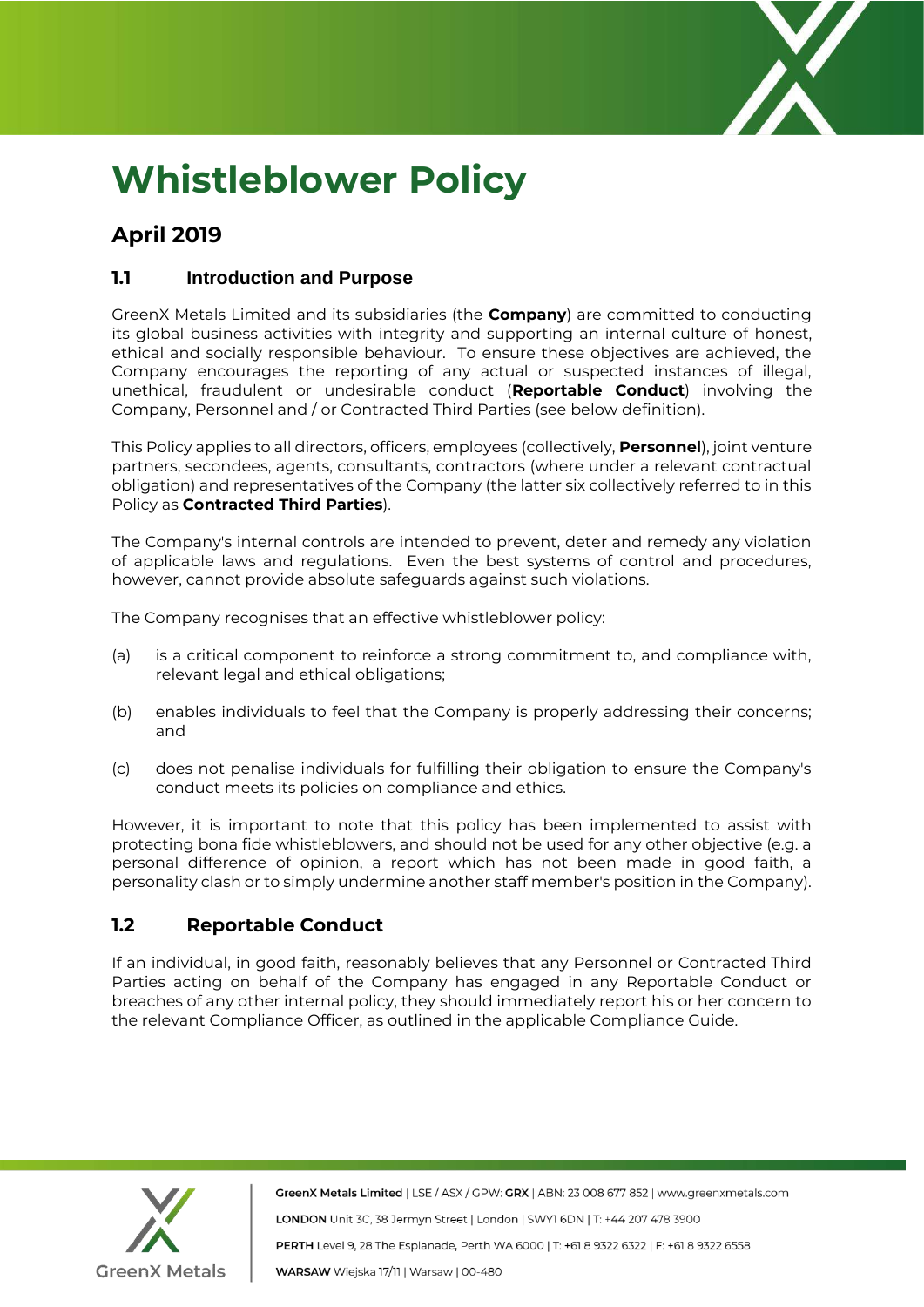# Whistleblower Policy

## April 2019

### 1.1 Introduction and Purpose

GreenX Metals Limited and its subsidiaries (the **Company**) are committed to conducting its global business activities with integrity and supporting an internal culture of honest, ethical and socially responsible behaviour. To ensure these objectives are achieved, the Company encourages the reporting of any actual or suspected instances of illegal, unethical, fraudulent or undesirable conduct (**Reportable Conduct**) involving the Company, Personnel and / or Contracted Third Parties (see below definition).

This Policy applies to all directors, officers, employees (collectively, **Personnel**), joint venture partners, secondees, agents, consultants, contractors (where under a relevant contractual obligation) and representatives of the Company (the latter six collectively referred to in this Policy as **Contracted Third Parties**).

The Company's internal controls are intended to prevent, deter and remedy any violation of applicable laws and regulations. Even the best systems of control and procedures, however, cannot provide absolute safeguards against such violations.

The Company recognises that an effective whistleblower policy:

(a) is a critical component to reinforce a strong commitment to, and compliance with, relevant legal and ethical obligations;

(b) enables individuals to feel that the Company is properly addressing their concerns; and

(c) does not penalise individuals for fulfilling their obligation to ensure the Company's conduct meets its policies on compliance and ethics.

However, it is important to note that this policy has been implemented to assist with protecting bona fide whistleblowers, and should not be used for any other objective (e.g. a personal difference of opinion, a report which has not been made in good faith, a personality clash or to simply undermine another staff member's position in the Company).

### 1.2 Reportable Conduct

If an individual, in good faith, reasonably believes that any Personnel or Contracted Third Parties acting on behalf of the Company has engaged in any Reportable Conduct or breaches of any other internal policy, they should immediately report his or her concern to the relevant Compliance Officer, as outlined in the applicable Compliance Guide.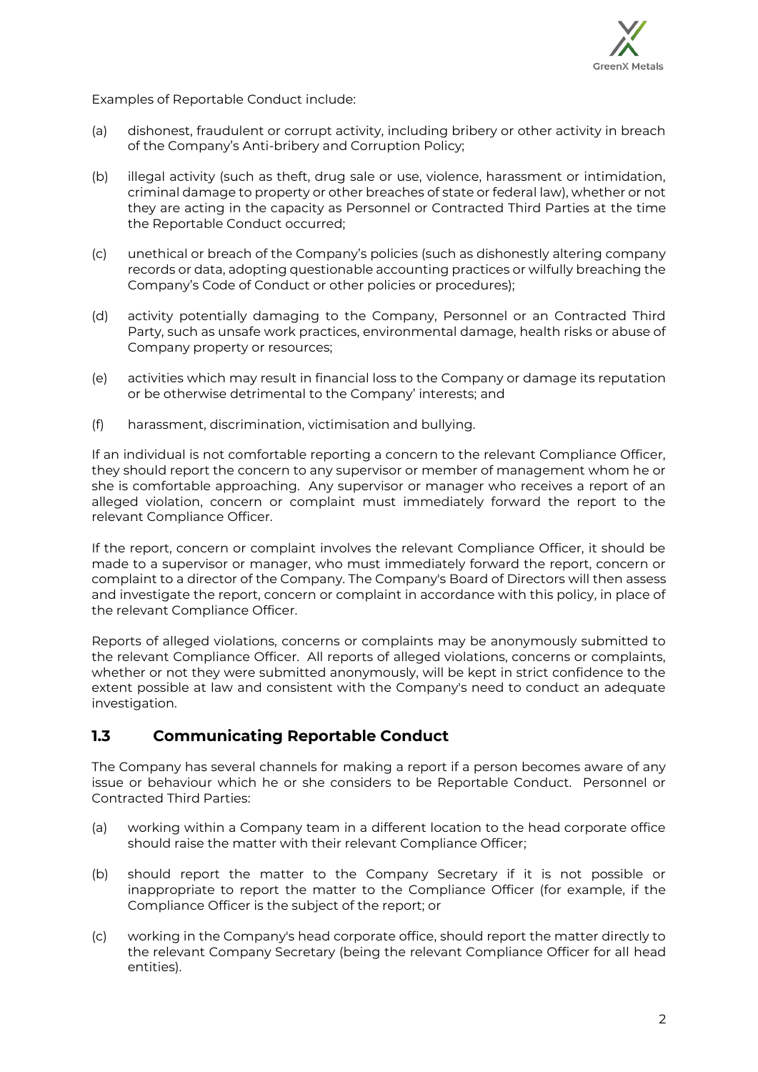Examples of Reportable Conduct include:

(a) dishonest, fraudulent or corrupt activity, including bribery or other activity in breach of the Company's Anti-bribery and Corruption Policy;

(b) illegal activity (such as theft, drug sale or use, violence, harassment or intimidation, criminal damage to property or other breaches of state or federal law), whether or not they are acting in the capacity as Personnel or Contracted Third Parties at the time the Reportable Conduct occurred;

(c) unethical or breach of the Company's policies (such as dishonestly altering company records or data, adopting questionable accounting practices or wilfully breaching the Company's Code of Conduct or other policies or procedures);

(d) activity potentially damaging to the Company, Personnel or an Contracted Third Party, such as unsafe work practices, environmental damage, health risks or abuse of Company property or resources;

(e) activities which may result in financial loss to the Company or damage its reputation or be otherwise detrimental to the Company' interests; and

(f) harassment, discrimination, victimisation and bullying.

If an individual is not comfortable reporting a concern to the relevant Compliance Officer, they should report the concern to any supervisor or member of management whom he or she is comfortable approaching. Any supervisor or manager who receives a report of an alleged violation, concern or complaint must immediately forward the report to the relevant Compliance Officer.

If the report, concern or complaint involves the relevant Compliance Officer, it should be made to a supervisor or manager, who must immediately forward the report, concern or complaint to a director of the Company. The Company's Board of Directors will then assess and investigate the report, concern or complaint in accordance with this policy, in place of the relevant Compliance Officer.

Reports of alleged violations, concerns or complaints may be anonymously submitted to the relevant Compliance Officer. All reports of alleged violations, concerns or complaints, whether or not they were submitted anonymously, will be kept in strict confidence to the extent possible at law and consistent with the Company's need to conduct an adequate investigation.

## 1.3 Communicating Reportable Conduct

The Company has several channels for making a report if a person becomes aware of any issue or behaviour which he or she considers to be Reportable Conduct. Personnel or Contracted Third Parties:

(a) working within a Company team in a different location to the head corporate office should raise the matter with their relevant Compliance Officer;

(b) should report the matter to the Company Secretary if it is not possible or inappropriate to report the matter to the Compliance Officer (for example, if the Compliance Officer is the subject of the report; or

(c) working in the Company's head corporate office, should report the matter directly to the relevant Company Secretary (being the relevant Compliance Officer for all head entities).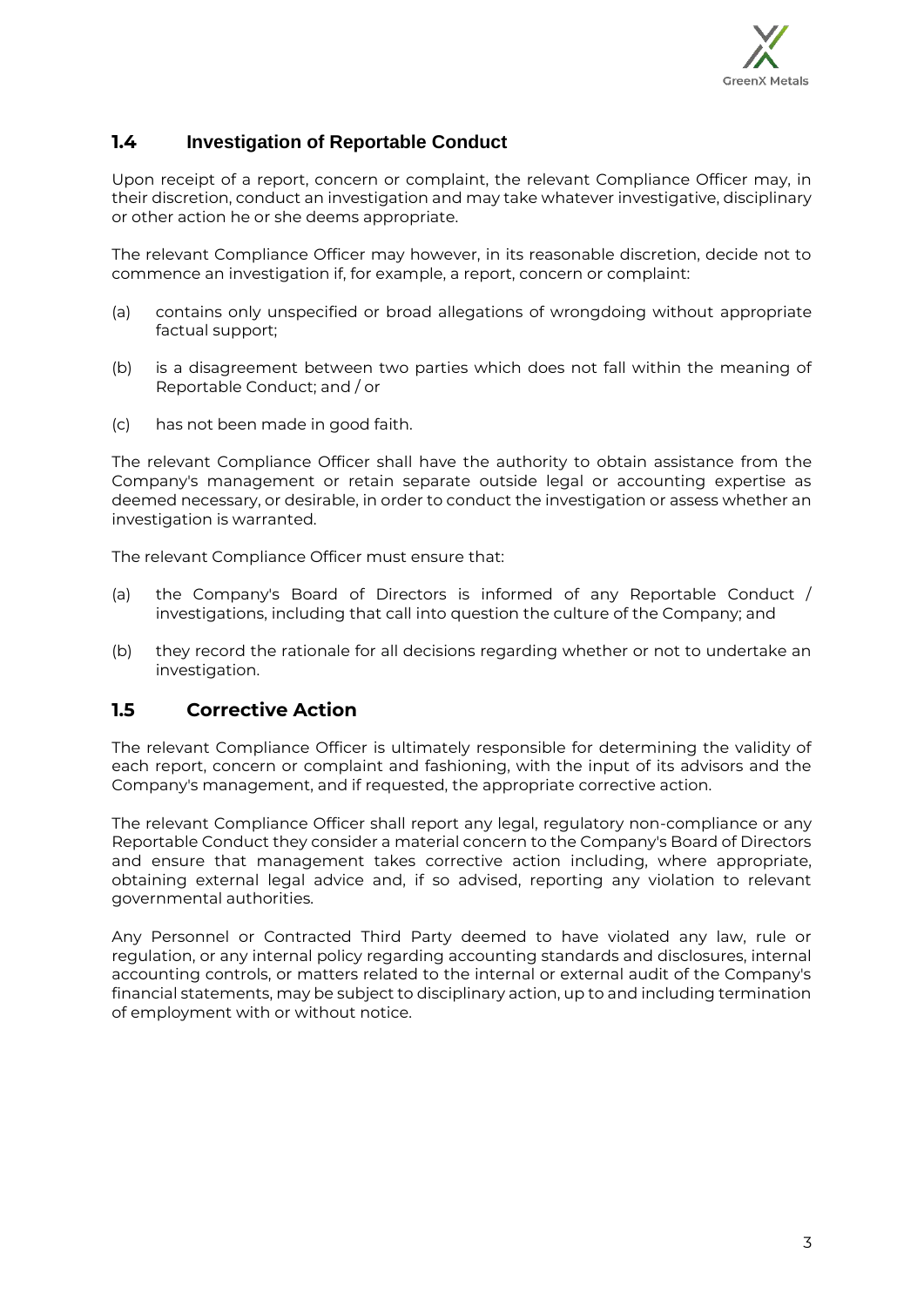## 1.4 Investigation of Reportable Conduct

Upon receipt of a report, concern or complaint, the relevant Compliance Officer may, in their discretion, conduct an investigation and may take whatever investigative, disciplinary or other action he or she deems appropriate.

The relevant Compliance Officer may however, in its reasonable discretion, decide not to commence an investigation if, for example, a report, concern or complaint:

(a) contains only unspecified or broad allegations of wrongdoing without appropriate factual support;

(b) is a disagreement between two parties which does not fall within the meaning of Reportable Conduct; and / or

(c) has not been made in good faith.

The relevant Compliance Officer shall have the authority to obtain assistance from the Company's management or retain separate outside legal or accounting expertise as deemed necessary, or desirable, in order to conduct the investigation or assess whether an investigation is warranted.

The relevant Compliance Officer must ensure that:

(a) the Company's Board of Directors is informed of any Reportable Conduct / investigations, including that call into question the culture of the Company; and

(b) they record the rationale for all decisions regarding whether or not to undertake an investigation.

## 1.5 Corrective Action

The relevant Compliance Officer is ultimately responsible for determining the validity of each report, concern or complaint and fashioning, with the input of its advisors and the Company's management, and if requested, the appropriate corrective action.

The relevant Compliance Officer shall report any legal, regulatory non-compliance or any Reportable Conduct they consider a material concern to the Company's Board of Directors and ensure that management takes corrective action including, where appropriate, obtaining external legal advice and, if so advised, reporting any violation to relevant governmental authorities.

Any Personnel or Contracted Third Party deemed to have violated any law, rule or regulation, or any internal policy regarding accounting standards and disclosures, internal accounting controls, or matters related to the internal or external audit of the Company's financial statements, may be subject to disciplinary action, up to and including termination of employment with or without notice.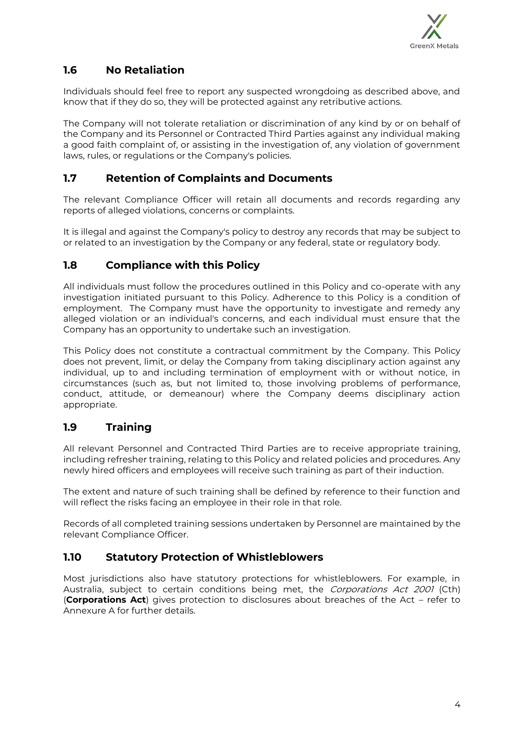## 1.6 No Retaliation

Individuals should feel free to report any suspected wrongdoing as described above, and know that if they do so, they will be protected against any retributive actions.

The Company will not tolerate retaliation or discrimination of any kind by or on behalf of the Company and its Personnel or Contracted Third Parties against any individual making a good faith complaint of, or assisting in the investigation of, any violation of government laws, rules, or regulations or the Company's policies.

## 1.7 Retention of Complaints and Documents

The relevant Compliance Officer will retain all documents and records regarding any reports of alleged violations, concerns or complaints.

It is illegal and against the Company's policy to destroy any records that may be subject to or related to an investigation by the Company or any federal, state or regulatory body.

## 1.8 Compliance with this Policy

All individuals must follow the procedures outlined in this Policy and co-operate with any investigation initiated pursuant to this Policy. Adherence to this Policy is a condition of employment. The Company must have the opportunity to investigate and remedy any alleged violation or an individual's concerns, and each individual must ensure that the Company has an opportunity to undertake such an investigation.

This Policy does not constitute a contractual commitment by the Company. This Policy does not prevent, limit, or delay the Company from taking disciplinary action against any individual, up to and including termination of employment with or without notice, in circumstances (such as, but not limited to, those involving problems of performance, conduct, attitude, or demeanour) where the Company deems disciplinary action appropriate.

## 1.9 Training

All relevant Personnel and Contracted Third Parties are to receive appropriate training, including refresher training, relating to this Policy and related policies and procedures. Any newly hired officers and employees will receive such training as part of their induction.

The extent and nature of such training shall be defined by reference to their function and will reflect the risks facing an employee in their role in that role.

Records of all completed training sessions undertaken by Personnel are maintained by the relevant Compliance Officer.

## 1.10 Statutory Protection of Whistleblowers

Most jurisdictions also have statutory protections for whistleblowers. For example, in Australia, subject to certain conditions being met, the *Corporations Act 2001* (Cth) (**Corporations Act**) gives protection to disclosures about breaches of the Act – refer to Annexure A for further details.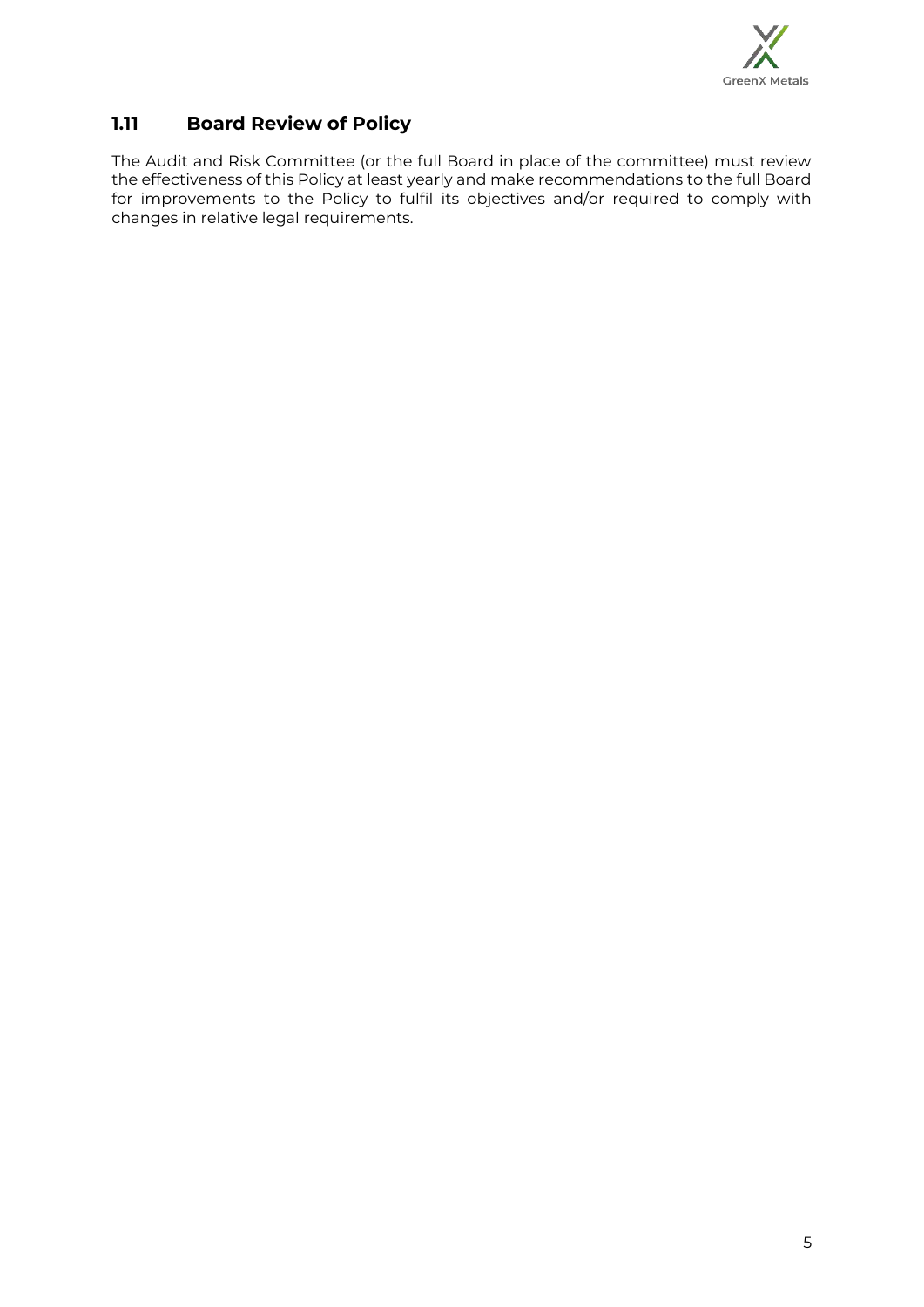## 1.11 Board Review of Policy

The Audit and Risk Committee (or the full Board in place of the committee) must review the effectiveness of this Policy at least yearly and make recommendations to the full Board for improvements to the Policy to fulfil its objectives and/or required to comply with changes in relative legal requirements.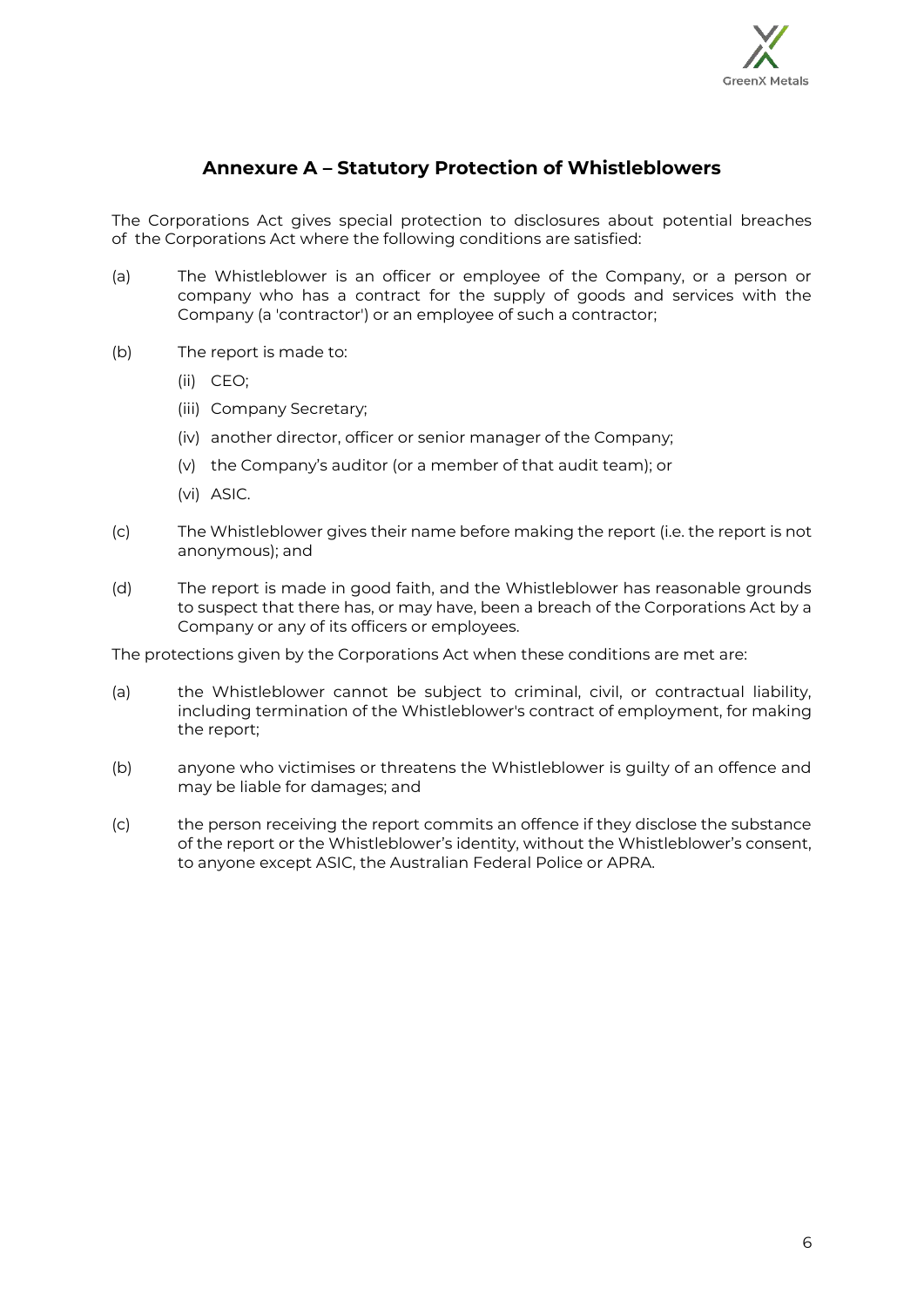## Annexure A – Statutory Protection of Whistleblowers

The Corporations Act gives special protection to disclosures about potential breaches of the Corporations Act where the following conditions are satisfied:

(a) The Whistleblower is an officer or employee of the Company, or a person or company who has a contract for the supply of goods and services with the Company (a 'contractor') or an employee of such a contractor;

(b) The report is made to:

  (ii) CEO;

  (iii) Company Secretary;

  (iv) another director, officer or senior manager of the Company;

  (v) the Company's auditor (or a member of that audit team); or

  (vi) ASIC.

(c) The Whistleblower gives their name before making the report (i.e. the report is not anonymous); and

(d) The report is made in good faith, and the Whistleblower has reasonable grounds to suspect that there has, or may have, been a breach of the Corporations Act by a Company or any of its officers or employees.

The protections given by the Corporations Act when these conditions are met are:

(a) the Whistleblower cannot be subject to criminal, civil, or contractual liability, including termination of the Whistleblower's contract of employment, for making the report;

(b) anyone who victimises or threatens the Whistleblower is guilty of an offence and may be liable for damages; and

(c) the person receiving the report commits an offence if they disclose the substance of the report or the Whistleblower's identity, without the Whistleblower's consent, to anyone except ASIC, the Australian Federal Police or APRA.